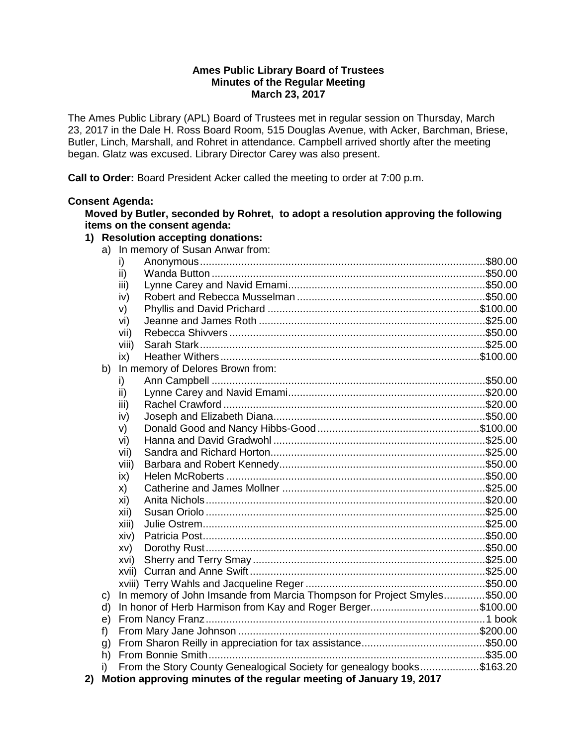**Ames Public Library Board of Trustees**
**Minutes of the Regular Meeting**
**March 23, 2017**

The Ames Public Library (APL) Board of Trustees met in regular session on Thursday, March 23, 2017 in the Dale H. Ross Board Room, 515 Douglas Avenue, with Acker, Barchman, Briese, Butler, Linch, Marshall, and Rohret in attendance. Campbell arrived shortly after the meeting began. Glatz was excused. Library Director Carey was also present.

**Call to Order:** Board President Acker called the meeting to order at 7:00 p.m.

**Consent Agenda:**

**Moved by Butler, seconded by Rohret, to adopt a resolution approving the following items on the consent agenda:**

1) **Resolution accepting donations:**
   a) In memory of Susan Anwar from:
      i) Anonymous....................$80.00
      ii) Wanda Button....................$50.00
      iii) Lynne Carey and Navid Emami....................$50.00
      iv) Robert and Rebecca Musselman....................$50.00
      v) Phyllis and David Prichard....................$100.00
      vi) Jeanne and James Roth....................$25.00
      vii) Rebecca Shivvers....................$50.00
      viii) Sarah Stark....................$25.00
      ix) Heather Withers....................$100.00
   b) In memory of Delores Brown from:
      i) Ann Campbell....................$50.00
      ii) Lynne Carey and Navid Emami....................$20.00
      iii) Rachel Crawford....................$20.00
      iv) Joseph and Elizabeth Diana....................$50.00
      v) Donald Good and Nancy Hibbs-Good....................$100.00
      vi) Hanna and David Gradwohl....................$25.00
      vii) Sandra and Richard Horton....................$25.00
      viii) Barbara and Robert Kennedy....................$50.00
      ix) Helen McRoberts....................$50.00
      x) Catherine and James Mollner....................$25.00
      xi) Anita Nichols....................$20.00
      xii) Susan Oriolo....................$25.00
      xiii) Julie Ostrem....................$25.00
      xiv) Patricia Post....................$50.00
      xv) Dorothy Rust....................$50.00
      xvi) Sherry and Terry Smay....................$25.00
      xvii) Curran and Anne Swift....................$25.00
      xviii) Terry Wahls and Jacqueline Reger....................$50.00
   c) In memory of John Imsande from Marcia Thompson for Project Smyles....................$50.00
   d) In honor of Herb Harmison from Kay and Roger Berger....................$100.00
   e) From Nancy Franz....................1 book
   f) From Mary Jane Johnson....................$200.00
   g) From Sharon Reilly in appreciation for tax assistance....................$50.00
   h) From Bonnie Smith....................$35.00
   i) From the Story County Genealogical Society for genealogy books....................$163.20
2) **Motion approving minutes of the regular meeting of January 19, 2017**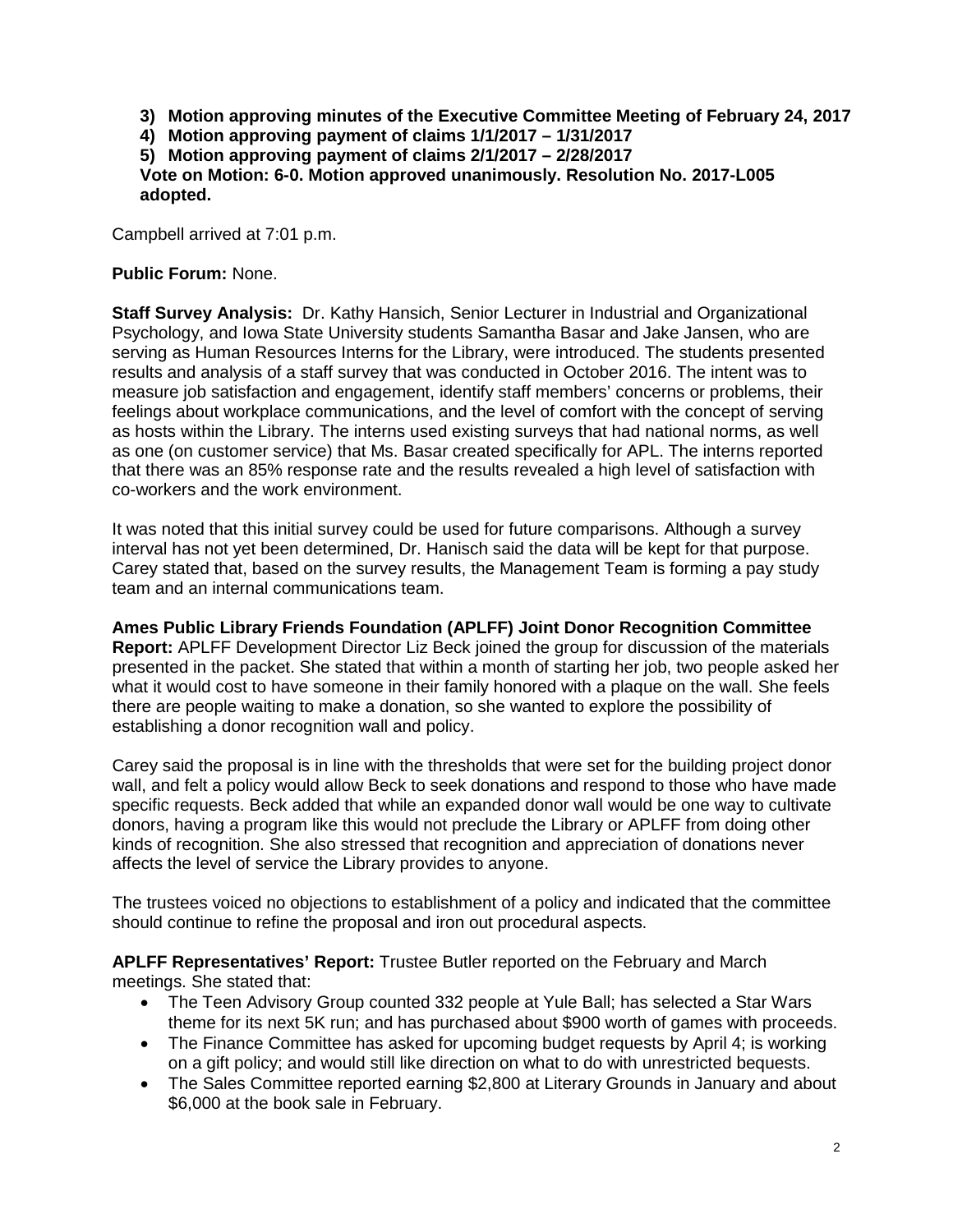3) **Motion approving minutes of the Executive Committee Meeting of February 24, 2017**
4) **Motion approving payment of claims 1/1/2017 – 1/31/2017**
5) **Motion approving payment of claims 2/1/2017 – 2/28/2017**

**Vote on Motion: 6-0. Motion approved unanimously. Resolution No. 2017-L005 adopted.**

Campbell arrived at 7:01 p.m.

**Public Forum:** None.

**Staff Survey Analysis:** Dr. Kathy Hansich, Senior Lecturer in Industrial and Organizational Psychology, and Iowa State University students Samantha Basar and Jake Jansen, who are serving as Human Resources Interns for the Library, were introduced. The students presented results and analysis of a staff survey that was conducted in October 2016. The intent was to measure job satisfaction and engagement, identify staff members' concerns or problems, their feelings about workplace communications, and the level of comfort with the concept of serving as hosts within the Library. The interns used existing surveys that had national norms, as well as one (on customer service) that Ms. Basar created specifically for APL. The interns reported that there was an 85% response rate and the results revealed a high level of satisfaction with co-workers and the work environment.

It was noted that this initial survey could be used for future comparisons. Although a survey interval has not yet been determined, Dr. Hanisch said the data will be kept for that purpose. Carey stated that, based on the survey results, the Management Team is forming a pay study team and an internal communications team.

**Ames Public Library Friends Foundation (APLFF) Joint Donor Recognition Committee Report:** APLFF Development Director Liz Beck joined the group for discussion of the materials presented in the packet. She stated that within a month of starting her job, two people asked her what it would cost to have someone in their family honored with a plaque on the wall. She feels there are people waiting to make a donation, so she wanted to explore the possibility of establishing a donor recognition wall and policy.

Carey said the proposal is in line with the thresholds that were set for the building project donor wall, and felt a policy would allow Beck to seek donations and respond to those who have made specific requests. Beck added that while an expanded donor wall would be one way to cultivate donors, having a program like this would not preclude the Library or APLFF from doing other kinds of recognition. She also stressed that recognition and appreciation of donations never affects the level of service the Library provides to anyone.

The trustees voiced no objections to establishment of a policy and indicated that the committee should continue to refine the proposal and iron out procedural aspects.

**APLFF Representatives' Report:** Trustee Butler reported on the February and March meetings. She stated that:

- The Teen Advisory Group counted 332 people at Yule Ball; has selected a Star Wars theme for its next 5K run; and has purchased about $900 worth of games with proceeds.
- The Finance Committee has asked for upcoming budget requests by April 4; is working on a gift policy; and would still like direction on what to do with unrestricted bequests.
- The Sales Committee reported earning $2,800 at Literary Grounds in January and about $6,000 at the book sale in February.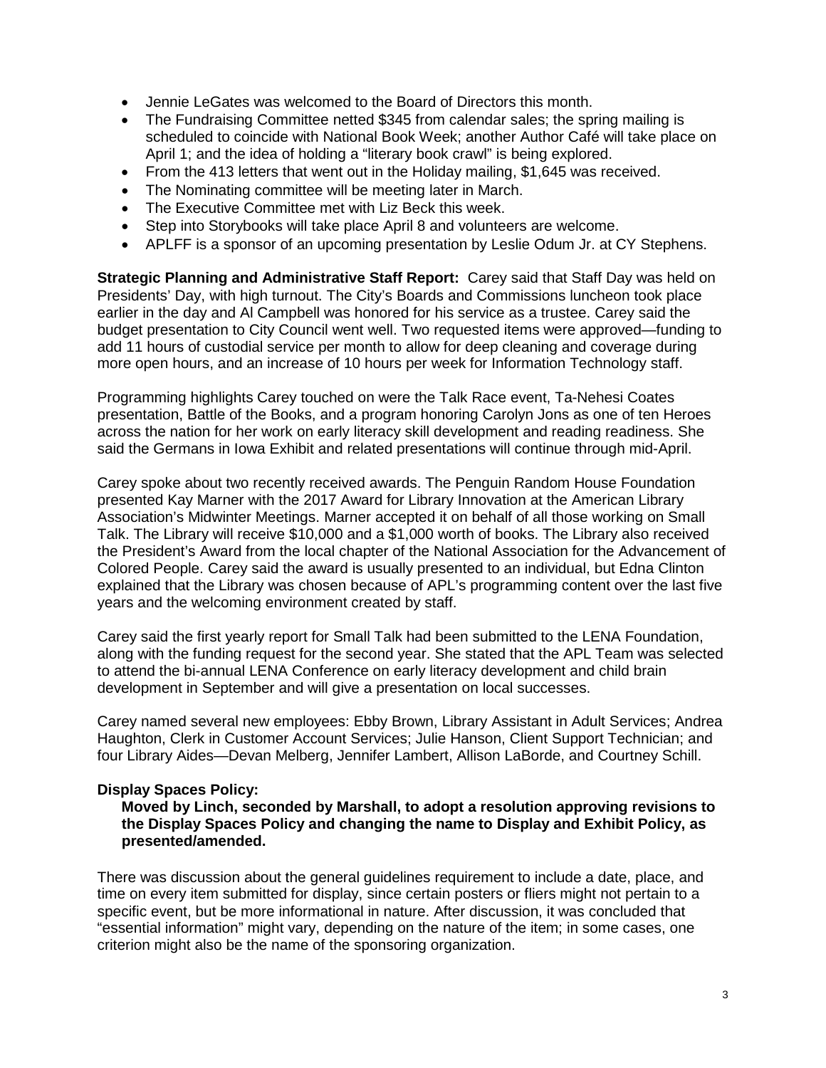- Jennie LeGates was welcomed to the Board of Directors this month.
- The Fundraising Committee netted $345 from calendar sales; the spring mailing is scheduled to coincide with National Book Week; another Author Café will take place on April 1; and the idea of holding a "literary book crawl" is being explored.
- From the 413 letters that went out in the Holiday mailing, $1,645 was received.
- The Nominating committee will be meeting later in March.
- The Executive Committee met with Liz Beck this week.
- Step into Storybooks will take place April 8 and volunteers are welcome.
- APLFF is a sponsor of an upcoming presentation by Leslie Odum Jr. at CY Stephens.

**Strategic Planning and Administrative Staff Report:** Carey said that Staff Day was held on Presidents' Day, with high turnout. The City's Boards and Commissions luncheon took place earlier in the day and Al Campbell was honored for his service as a trustee. Carey said the budget presentation to City Council went well. Two requested items were approved—funding to add 11 hours of custodial service per month to allow for deep cleaning and coverage during more open hours, and an increase of 10 hours per week for Information Technology staff.

Programming highlights Carey touched on were the Talk Race event, Ta-Nehesi Coates presentation, Battle of the Books, and a program honoring Carolyn Jons as one of ten Heroes across the nation for her work on early literacy skill development and reading readiness. She said the Germans in Iowa Exhibit and related presentations will continue through mid-April.

Carey spoke about two recently received awards. The Penguin Random House Foundation presented Kay Marner with the 2017 Award for Library Innovation at the American Library Association's Midwinter Meetings. Marner accepted it on behalf of all those working on Small Talk. The Library will receive $10,000 and a $1,000 worth of books. The Library also received the President's Award from the local chapter of the National Association for the Advancement of Colored People. Carey said the award is usually presented to an individual, but Edna Clinton explained that the Library was chosen because of APL's programming content over the last five years and the welcoming environment created by staff.

Carey said the first yearly report for Small Talk had been submitted to the LENA Foundation, along with the funding request for the second year. She stated that the APL Team was selected to attend the bi-annual LENA Conference on early literacy development and child brain development in September and will give a presentation on local successes.

Carey named several new employees: Ebby Brown, Library Assistant in Adult Services; Andrea Haughton, Clerk in Customer Account Services; Julie Hanson, Client Support Technician; and four Library Aides—Devan Melberg, Jennifer Lambert, Allison LaBorde, and Courtney Schill.

**Display Spaces Policy:**

> **Moved by Linch, seconded by Marshall, to adopt a resolution approving revisions to the Display Spaces Policy and changing the name to Display and Exhibit Policy, as presented/amended.**

There was discussion about the general guidelines requirement to include a date, place, and time on every item submitted for display, since certain posters or fliers might not pertain to a specific event, but be more informational in nature. After discussion, it was concluded that "essential information" might vary, depending on the nature of the item; in some cases, one criterion might also be the name of the sponsoring organization.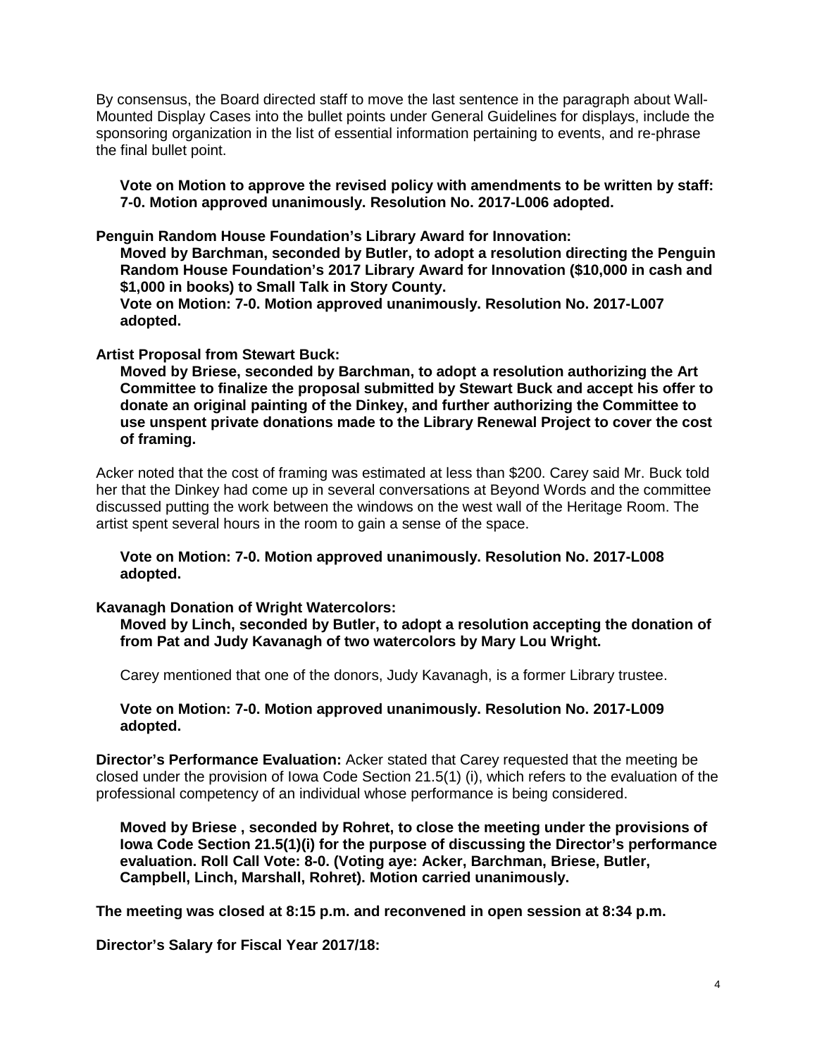By consensus, the Board directed staff to move the last sentence in the paragraph about Wall-Mounted Display Cases into the bullet points under General Guidelines for displays, include the sponsoring organization in the list of essential information pertaining to events, and re-phrase the final bullet point.

> **Vote on Motion to approve the revised policy with amendments to be written by staff: 7-0. Motion approved unanimously. Resolution No. 2017-L006 adopted.**

**Penguin Random House Foundation's Library Award for Innovation:**

> **Moved by Barchman, seconded by Butler, to adopt a resolution directing the Penguin Random House Foundation's 2017 Library Award for Innovation ($10,000 in cash and $1,000 in books) to Small Talk in Story County.**
>
> **Vote on Motion: 7-0. Motion approved unanimously. Resolution No. 2017-L007 adopted.**

**Artist Proposal from Stewart Buck:**

> **Moved by Briese, seconded by Barchman, to adopt a resolution authorizing the Art Committee to finalize the proposal submitted by Stewart Buck and accept his offer to donate an original painting of the Dinkey, and further authorizing the Committee to use unspent private donations made to the Library Renewal Project to cover the cost of framing.**

Acker noted that the cost of framing was estimated at less than $200. Carey said Mr. Buck told her that the Dinkey had come up in several conversations at Beyond Words and the committee discussed putting the work between the windows on the west wall of the Heritage Room. The artist spent several hours in the room to gain a sense of the space.

> **Vote on Motion: 7-0. Motion approved unanimously. Resolution No. 2017-L008 adopted.**

**Kavanagh Donation of Wright Watercolors:**

> **Moved by Linch, seconded by Butler, to adopt a resolution accepting the donation of from Pat and Judy Kavanagh of two watercolors by Mary Lou Wright.**
>
> Carey mentioned that one of the donors, Judy Kavanagh, is a former Library trustee.
>
> **Vote on Motion: 7-0. Motion approved unanimously. Resolution No. 2017-L009 adopted.**

**Director's Performance Evaluation:** Acker stated that Carey requested that the meeting be closed under the provision of Iowa Code Section 21.5(1) (i), which refers to the evaluation of the professional competency of an individual whose performance is being considered.

> **Moved by Briese , seconded by Rohret, to close the meeting under the provisions of Iowa Code Section 21.5(1)(i) for the purpose of discussing the Director's performance evaluation. Roll Call Vote: 8-0. (Voting aye: Acker, Barchman, Briese, Butler, Campbell, Linch, Marshall, Rohret). Motion carried unanimously.**

**The meeting was closed at 8:15 p.m. and reconvened in open session at 8:34 p.m.**

**Director's Salary for Fiscal Year 2017/18:**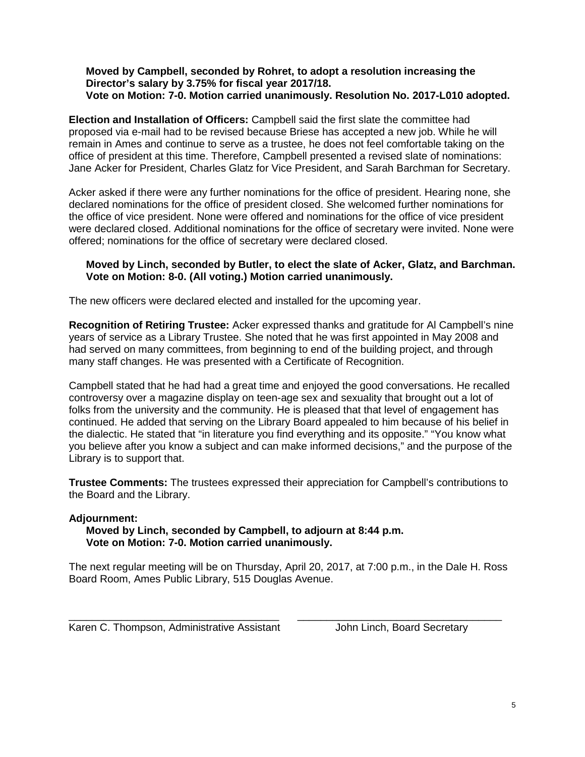**Moved by Campbell, seconded by Rohret, to adopt a resolution increasing the Director's salary by 3.75% for fiscal year 2017/18.**
**Vote on Motion: 7-0. Motion carried unanimously. Resolution No. 2017-L010 adopted.**

**Election and Installation of Officers:** Campbell said the first slate the committee had proposed via e-mail had to be revised because Briese has accepted a new job. While he will remain in Ames and continue to serve as a trustee, he does not feel comfortable taking on the office of president at this time. Therefore, Campbell presented a revised slate of nominations: Jane Acker for President, Charles Glatz for Vice President, and Sarah Barchman for Secretary.

Acker asked if there were any further nominations for the office of president. Hearing none, she declared nominations for the office of president closed. She welcomed further nominations for the office of vice president. None were offered and nominations for the office of vice president were declared closed. Additional nominations for the office of secretary were invited. None were offered; nominations for the office of secretary were declared closed.

**Moved by Linch, seconded by Butler, to elect the slate of Acker, Glatz, and Barchman.**
**Vote on Motion: 8-0. (All voting.) Motion carried unanimously.**

The new officers were declared elected and installed for the upcoming year.

**Recognition of Retiring Trustee:** Acker expressed thanks and gratitude for Al Campbell's nine years of service as a Library Trustee. She noted that he was first appointed in May 2008 and had served on many committees, from beginning to end of the building project, and through many staff changes. He was presented with a Certificate of Recognition.

Campbell stated that he had had a great time and enjoyed the good conversations. He recalled controversy over a magazine display on teen-age sex and sexuality that brought out a lot of folks from the university and the community. He is pleased that that level of engagement has continued. He added that serving on the Library Board appealed to him because of his belief in the dialectic. He stated that "in literature you find everything and its opposite." "You know what you believe after you know a subject and can make informed decisions," and the purpose of the Library is to support that.

**Trustee Comments:** The trustees expressed their appreciation for Campbell's contributions to the Board and the Library.

**Adjournment:**

**Moved by Linch, seconded by Campbell, to adjourn at 8:44 p.m.**
**Vote on Motion: 7-0. Motion carried unanimously.**

The next regular meeting will be on Thursday, April 20, 2017, at 7:00 p.m., in the Dale H. Ross Board Room, Ames Public Library, 515 Douglas Avenue.

\_\_\_\_\_\_\_\_\_\_\_\_\_\_\_\_\_\_\_\_\_\_\_\_\_\_\_\_\_\_\_\_\_\_\_ \_\_\_\_\_\_\_\_\_\_\_\_\_\_\_\_\_\_\_\_\_\_\_\_\_\_\_\_\_\_\_\_\_\_\_

Karen C. Thompson, Administrative Assistant John Linch, Board Secretary